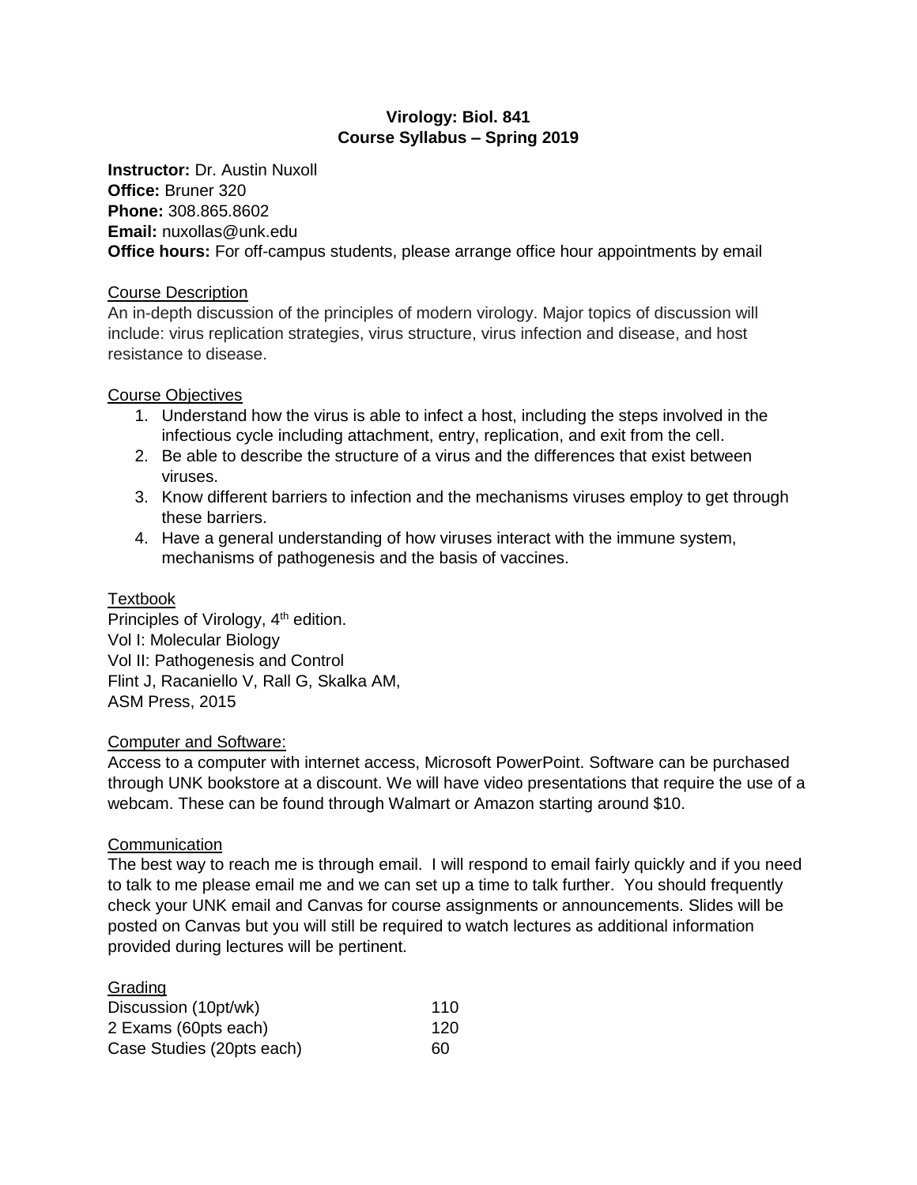**Virology: Biol. 841**
**Course Syllabus – Spring 2019**

**Instructor:** Dr. Austin Nuxoll
**Office:** Bruner 320
**Phone:** 308.865.8602
**Email:** nuxollas@unk.edu
**Office hours:** For off-campus students, please arrange office hour appointments by email

## Course Description

An in-depth discussion of the principles of modern virology. Major topics of discussion will include: virus replication strategies, virus structure, virus infection and disease, and host resistance to disease.

## Course Objectives

1. Understand how the virus is able to infect a host, including the steps involved in the infectious cycle including attachment, entry, replication, and exit from the cell.
2. Be able to describe the structure of a virus and the differences that exist between viruses.
3. Know different barriers to infection and the mechanisms viruses employ to get through these barriers.
4. Have a general understanding of how viruses interact with the immune system, mechanisms of pathogenesis and the basis of vaccines.

## Textbook

Principles of Virology, 4th edition.
Vol I: Molecular Biology
Vol II: Pathogenesis and Control
Flint J, Racaniello V, Rall G, Skalka AM,
ASM Press, 2015

## Computer and Software:

Access to a computer with internet access, Microsoft PowerPoint. Software can be purchased through UNK bookstore at a discount. We will have video presentations that require the use of a webcam. These can be found through Walmart or Amazon starting around $10.

## Communication

The best way to reach me is through email. I will respond to email fairly quickly and if you need to talk to me please email me and we can set up a time to talk further. You should frequently check your UNK email and Canvas for course assignments or announcements. Slides will be posted on Canvas but you will still be required to watch lectures as additional information provided during lectures will be pertinent.

## Grading

| | |
|---|---|
| Discussion (10pt/wk) | 110 |
| 2 Exams (60pts each) | 120 |
| Case Studies (20pts each) | 60 |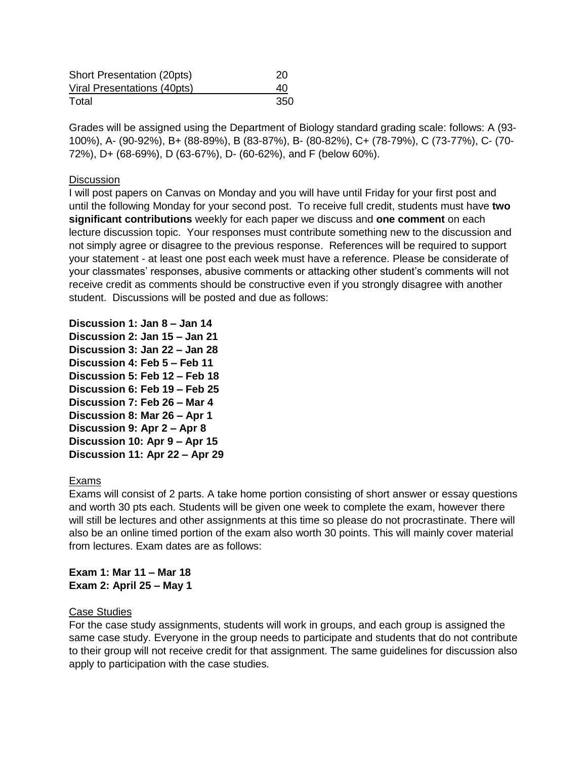| | |
|---|---|
| Short Presentation (20pts) | 20 |
| Viral Presentations (40pts) | 40 |
| Total | 350 |

Grades will be assigned using the Department of Biology standard grading scale: follows: A (93-100%), A- (90-92%), B+ (88-89%), B (83-87%), B- (80-82%), C+ (78-79%), C (73-77%), C- (70-72%), D+ (68-69%), D (63-67%), D- (60-62%), and F (below 60%).

Discussion

I will post papers on Canvas on Monday and you will have until Friday for your first post and until the following Monday for your second post. To receive full credit, students must have **two significant contributions** weekly for each paper we discuss and **one comment** on each lecture discussion topic. Your responses must contribute something new to the discussion and not simply agree or disagree to the previous response. References will be required to support your statement - at least one post each week must have a reference. Please be considerate of your classmates' responses, abusive comments or attacking other student's comments will not receive credit as comments should be constructive even if you strongly disagree with another student. Discussions will be posted and due as follows:

**Discussion 1: Jan 8 – Jan 14**
**Discussion 2: Jan 15 – Jan 21**
**Discussion 3: Jan 22 – Jan 28**
**Discussion 4: Feb 5 – Feb 11**
**Discussion 5: Feb 12 – Feb 18**
**Discussion 6: Feb 19 – Feb 25**
**Discussion 7: Feb 26 – Mar 4**
**Discussion 8: Mar 26 – Apr 1**
**Discussion 9: Apr 2 – Apr 8**
**Discussion 10: Apr 9 – Apr 15**
**Discussion 11: Apr 22 – Apr 29**

Exams

Exams will consist of 2 parts. A take home portion consisting of short answer or essay questions and worth 30 pts each. Students will be given one week to complete the exam, however there will still be lectures and other assignments at this time so please do not procrastinate. There will also be an online timed portion of the exam also worth 30 points. This will mainly cover material from lectures. Exam dates are as follows:

**Exam 1: Mar 11 – Mar 18**
**Exam 2: April 25 – May 1**

Case Studies

For the case study assignments, students will work in groups, and each group is assigned the same case study. Everyone in the group needs to participate and students that do not contribute to their group will not receive credit for that assignment. The same guidelines for discussion also apply to participation with the case studies.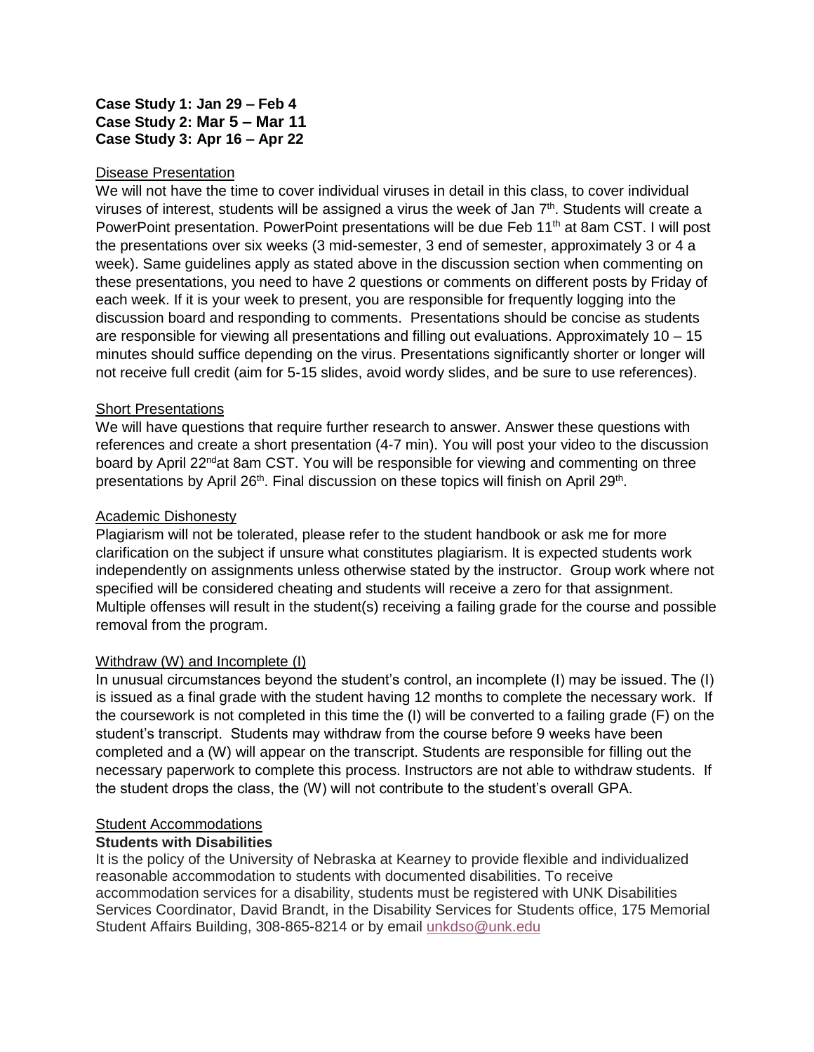**Case Study 1: Jan 29 – Feb 4**
**Case Study 2: Mar 5 – Mar 11**
**Case Study 3: Apr 16 – Apr 22**

Disease Presentation

We will not have the time to cover individual viruses in detail in this class, to cover individual viruses of interest, students will be assigned a virus the week of Jan 7th. Students will create a PowerPoint presentation. PowerPoint presentations will be due Feb 11th at 8am CST. I will post the presentations over six weeks (3 mid-semester, 3 end of semester, approximately 3 or 4 a week). Same guidelines apply as stated above in the discussion section when commenting on these presentations, you need to have 2 questions or comments on different posts by Friday of each week. If it is your week to present, you are responsible for frequently logging into the discussion board and responding to comments. Presentations should be concise as students are responsible for viewing all presentations and filling out evaluations. Approximately 10 – 15 minutes should suffice depending on the virus. Presentations significantly shorter or longer will not receive full credit (aim for 5-15 slides, avoid wordy slides, and be sure to use references).

Short Presentations

We will have questions that require further research to answer. Answer these questions with references and create a short presentation (4-7 min). You will post your video to the discussion board by April 22nd at 8am CST. You will be responsible for viewing and commenting on three presentations by April 26th. Final discussion on these topics will finish on April 29th.

Academic Dishonesty

Plagiarism will not be tolerated, please refer to the student handbook or ask me for more clarification on the subject if unsure what constitutes plagiarism. It is expected students work independently on assignments unless otherwise stated by the instructor. Group work where not specified will be considered cheating and students will receive a zero for that assignment. Multiple offenses will result in the student(s) receiving a failing grade for the course and possible removal from the program.

Withdraw (W) and Incomplete (I)

In unusual circumstances beyond the student's control, an incomplete (I) may be issued. The (I) is issued as a final grade with the student having 12 months to complete the necessary work. If the coursework is not completed in this time the (I) will be converted to a failing grade (F) on the student's transcript. Students may withdraw from the course before 9 weeks have been completed and a (W) will appear on the transcript. Students are responsible for filling out the necessary paperwork to complete this process. Instructors are not able to withdraw students. If the student drops the class, the (W) will not contribute to the student's overall GPA.

Student Accommodations

**Students with Disabilities**

It is the policy of the University of Nebraska at Kearney to provide flexible and individualized reasonable accommodation to students with documented disabilities. To receive accommodation services for a disability, students must be registered with UNK Disabilities Services Coordinator, David Brandt, in the Disability Services for Students office, 175 Memorial Student Affairs Building, 308-865-8214 or by email unkdso@unk.edu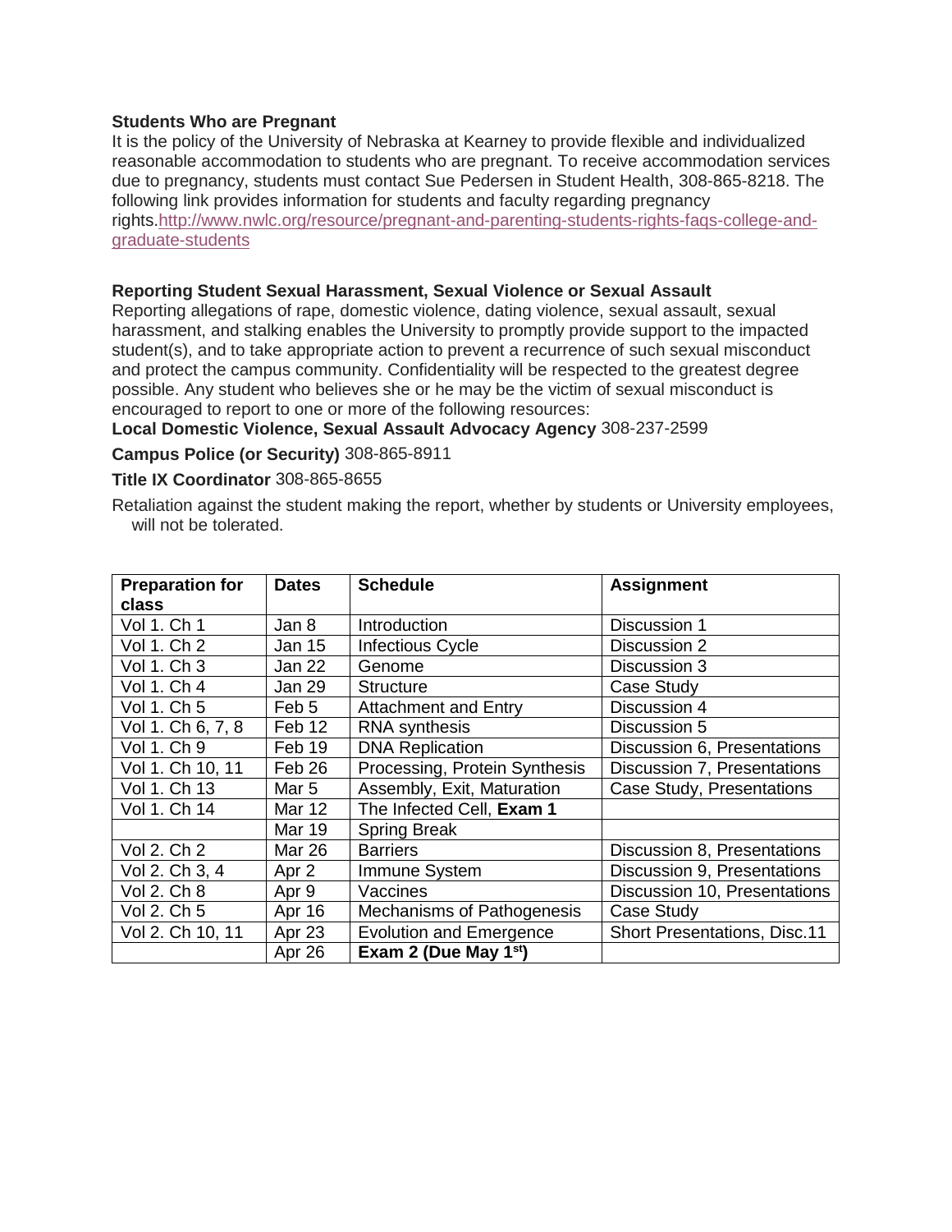**Students Who are Pregnant**

It is the policy of the University of Nebraska at Kearney to provide flexible and individualized reasonable accommodation to students who are pregnant. To receive accommodation services due to pregnancy, students must contact Sue Pedersen in Student Health, 308-865-8218. The following link provides information for students and faculty regarding pregnancy rights.http://www.nwlc.org/resource/pregnant-and-parenting-students-rights-faqs-college-and-graduate-students

**Reporting Student Sexual Harassment, Sexual Violence or Sexual Assault**

Reporting allegations of rape, domestic violence, dating violence, sexual assault, sexual harassment, and stalking enables the University to promptly provide support to the impacted student(s), and to take appropriate action to prevent a recurrence of such sexual misconduct and protect the campus community. Confidentiality will be respected to the greatest degree possible. Any student who believes she or he may be the victim of sexual misconduct is encouraged to report to one or more of the following resources:

**Local Domestic Violence, Sexual Assault Advocacy Agency** 308-237-2599

**Campus Police (or Security)** 308-865-8911

**Title IX Coordinator** 308-865-8655

Retaliation against the student making the report, whether by students or University employees, will not be tolerated.

| Preparation for class | Dates | Schedule | Assignment |
|---|---|---|---|
| Vol 1. Ch 1 | Jan 8 | Introduction | Discussion 1 |
| Vol 1. Ch 2 | Jan 15 | Infectious Cycle | Discussion 2 |
| Vol 1. Ch 3 | Jan 22 | Genome | Discussion 3 |
| Vol 1. Ch 4 | Jan 29 | Structure | Case Study |
| Vol 1. Ch 5 | Feb 5 | Attachment and Entry | Discussion 4 |
| Vol 1. Ch 6, 7, 8 | Feb 12 | RNA synthesis | Discussion 5 |
| Vol 1. Ch 9 | Feb 19 | DNA Replication | Discussion 6, Presentations |
| Vol 1. Ch 10, 11 | Feb 26 | Processing, Protein Synthesis | Discussion 7, Presentations |
| Vol 1. Ch 13 | Mar 5 | Assembly, Exit, Maturation | Case Study, Presentations |
| Vol 1. Ch 14 | Mar 12 | The Infected Cell, **Exam 1** | |
| | Mar 19 | Spring Break | |
| Vol 2. Ch 2 | Mar 26 | Barriers | Discussion 8, Presentations |
| Vol 2. Ch 3, 4 | Apr 2 | Immune System | Discussion 9, Presentations |
| Vol 2. Ch 8 | Apr 9 | Vaccines | Discussion 10, Presentations |
| Vol 2. Ch 5 | Apr 16 | Mechanisms of Pathogenesis | Case Study |
| Vol 2. Ch 10, 11 | Apr 23 | Evolution and Emergence | Short Presentations, Disc.11 |
| | Apr 26 | **Exam 2 (Due May 1st)** | |